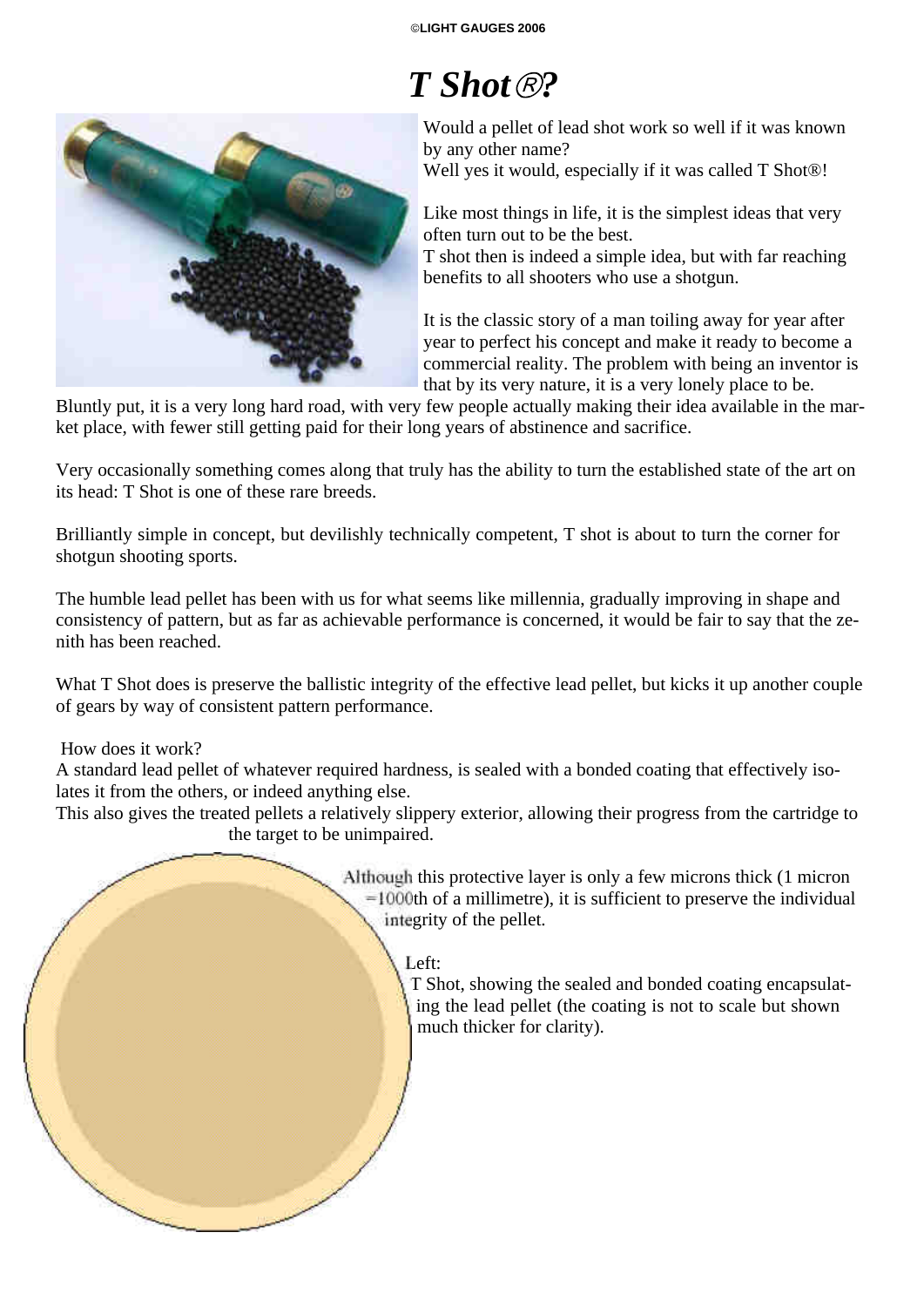# *T Shot®?*

Would a pellet of lead shot work so well if it was known by any other name?
Well yes it would, especially if it was called T Shot®!

Like most things in life, it is the simplest ideas that very often turn out to be the best.
T shot then is indeed a simple idea, but with far reaching benefits to all shooters who use a shotgun.

It is the classic story of a man toiling away for year after year to perfect his concept and make it ready to become a commercial reality. The problem with being an inventor is that by its very nature, it is a very lonely place to be.
Bluntly put, it is a very long hard road, with very few people actually making their idea available in the market place, with fewer still getting paid for their long years of abstinence and sacrifice.

Very occasionally something comes along that truly has the ability to turn the established state of the art on its head: T Shot is one of these rare breeds.

Brilliantly simple in concept, but devilishly technically competent, T shot is about to turn the corner for shotgun shooting sports.

The humble lead pellet has been with us for what seems like millennia, gradually improving in shape and consistency of pattern, but as far as achievable performance is concerned, it would be fair to say that the zenith has been reached.

What T Shot does is preserve the ballistic integrity of the effective lead pellet, but kicks it up another couple of gears by way of consistent pattern performance.

How does it work?
A standard lead pellet of whatever required hardness, is sealed with a bonded coating that effectively isolates it from the others, or indeed anything else.
This also gives the treated pellets a relatively slippery exterior, allowing their progress from the cartridge to the target to be unimpaired.

Although this protective layer is only a few microns thick (1 micron =1000th of a millimetre), it is sufficient to preserve the individual integrity of the pellet.

Left:
T Shot, showing the sealed and bonded coating encapsulating the lead pellet (the coating is not to scale but shown much thicker for clarity).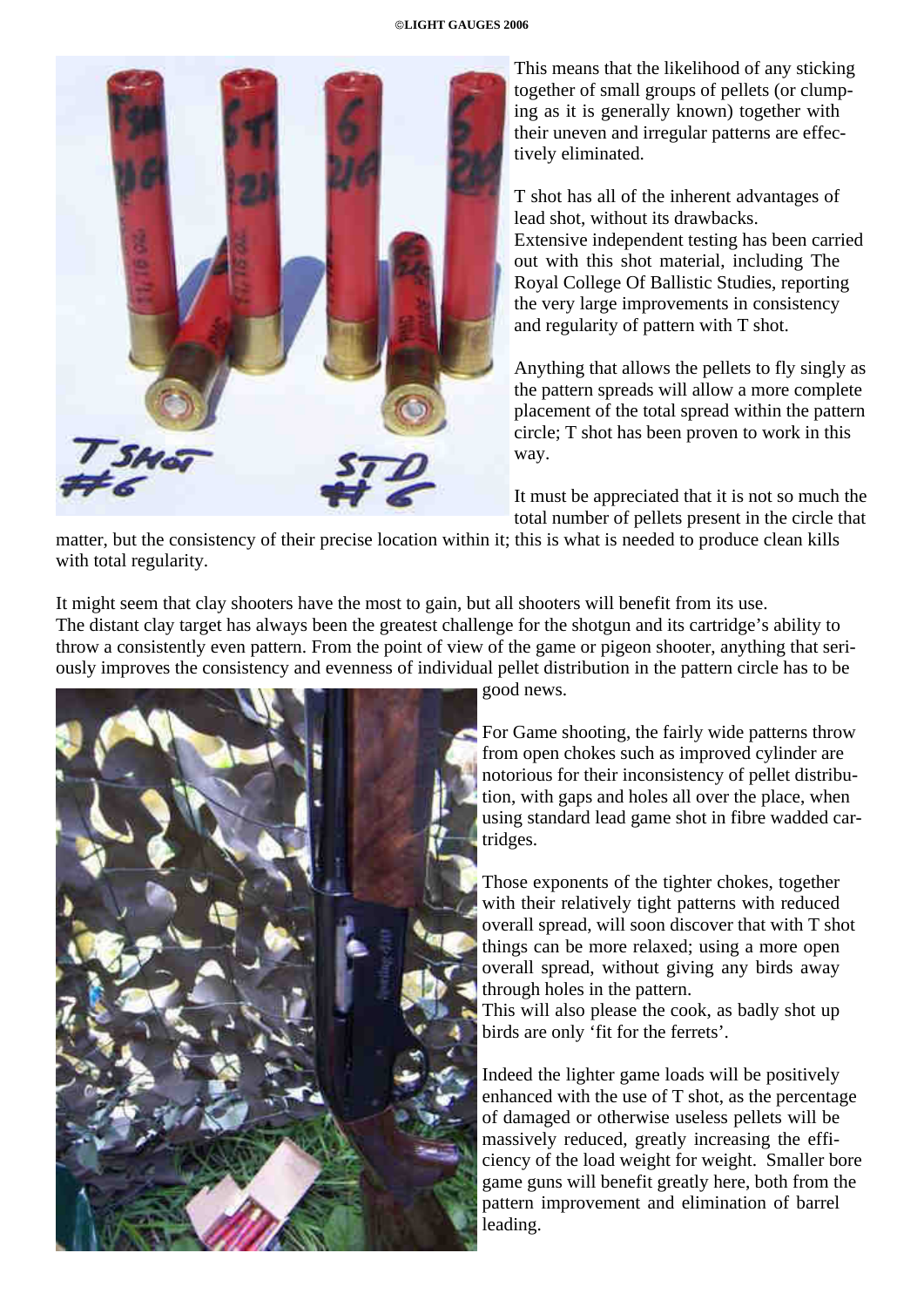This means that the likelihood of any sticking together of small groups of pellets (or clumping as it is generally known) together with their uneven and irregular patterns are effectively eliminated.

T shot has all of the inherent advantages of lead shot, without its drawbacks.
Extensive independent testing has been carried out with this shot material, including The Royal College Of Ballistic Studies, reporting the very large improvements in consistency and regularity of pattern with T shot.

Anything that allows the pellets to fly singly as the pattern spreads will allow a more complete placement of the total spread within the pattern circle; T shot has been proven to work in this way.

It must be appreciated that it is not so much the total number of pellets present in the circle that matter, but the consistency of their precise location within it; this is what is needed to produce clean kills with total regularity.

It might seem that clay shooters have the most to gain, but all shooters will benefit from its use.
The distant clay target has always been the greatest challenge for the shotgun and its cartridge's ability to throw a consistently even pattern. From the point of view of the game or pigeon shooter, anything that seriously improves the consistency and evenness of individual pellet distribution in the pattern circle has to be good news.

For Game shooting, the fairly wide patterns throw from open chokes such as improved cylinder are notorious for their inconsistency of pellet distribution, with gaps and holes all over the place, when using standard lead game shot in fibre wadded cartridges.

Those exponents of the tighter chokes, together with their relatively tight patterns with reduced overall spread, will soon discover that with T shot things can be more relaxed; using a more open overall spread, without giving any birds away through holes in the pattern.
This will also please the cook, as badly shot up birds are only 'fit for the ferrets'.

Indeed the lighter game loads will be positively enhanced with the use of T shot, as the percentage of damaged or otherwise useless pellets will be massively reduced, greatly increasing the efficiency of the load weight for weight. Smaller bore game guns will benefit greatly here, both from the pattern improvement and elimination of barrel leading.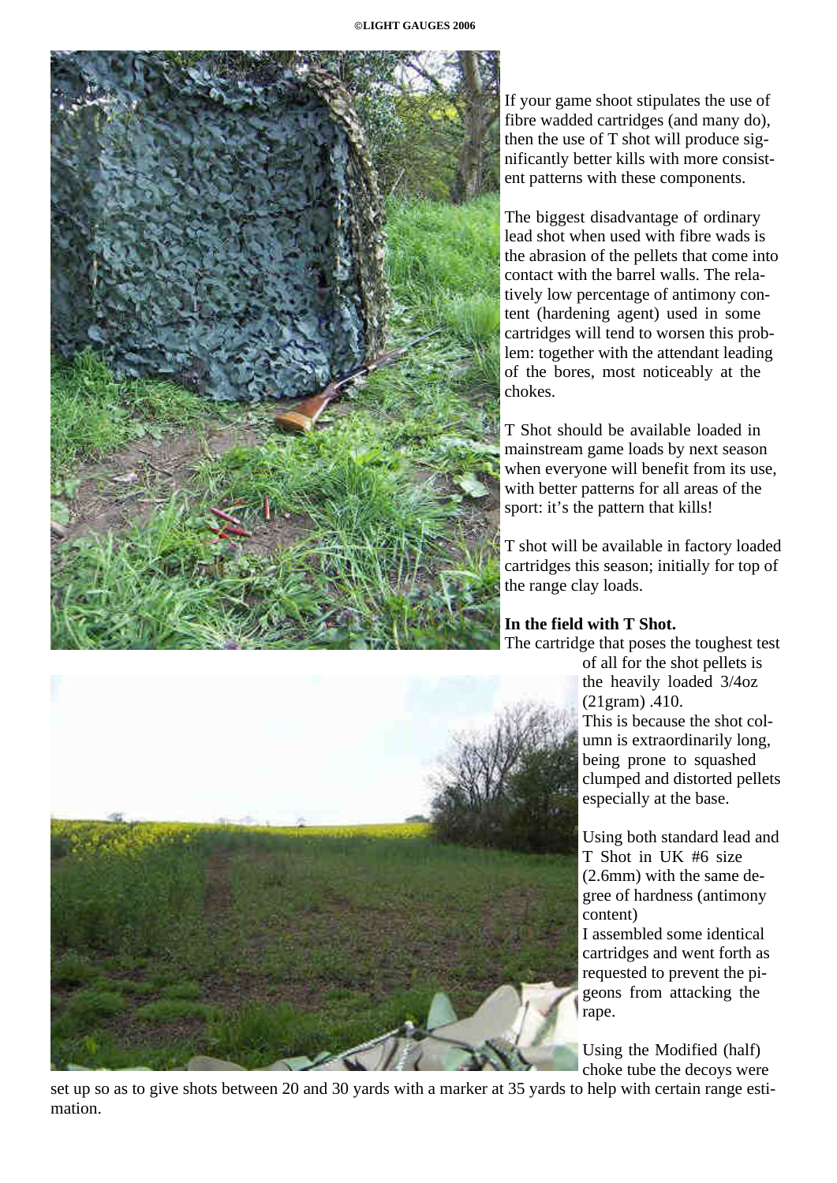If your game shoot stipulates the use of fibre wadded cartridges (and many do), then the use of T shot will produce significantly better kills with more consistent patterns with these components.

The biggest disadvantage of ordinary lead shot when used with fibre wads is the abrasion of the pellets that come into contact with the barrel walls. The relatively low percentage of antimony content (hardening agent) used in some cartridges will tend to worsen this problem: together with the attendant leading of the bores, most noticeably at the chokes.

T Shot should be available loaded in mainstream game loads by next season when everyone will benefit from its use, with better patterns for all areas of the sport: it's the pattern that kills!

T shot will be available in factory loaded cartridges this season; initially for top of the range clay loads.

**In the field with T Shot.**

The cartridge that poses the toughest test of all for the shot pellets is the heavily loaded 3/4oz (21gram) .410.

This is because the shot column is extraordinarily long, being prone to squashed clumped and distorted pellets especially at the base.

Using both standard lead and T Shot in UK #6 size (2.6mm) with the same degree of hardness (antimony content)

I assembled some identical cartridges and went forth as requested to prevent the pigeons from attacking the rape.

Using the Modified (half) choke tube the decoys were set up so as to give shots between 20 and 30 yards with a marker at 35 yards to help with certain range estimation.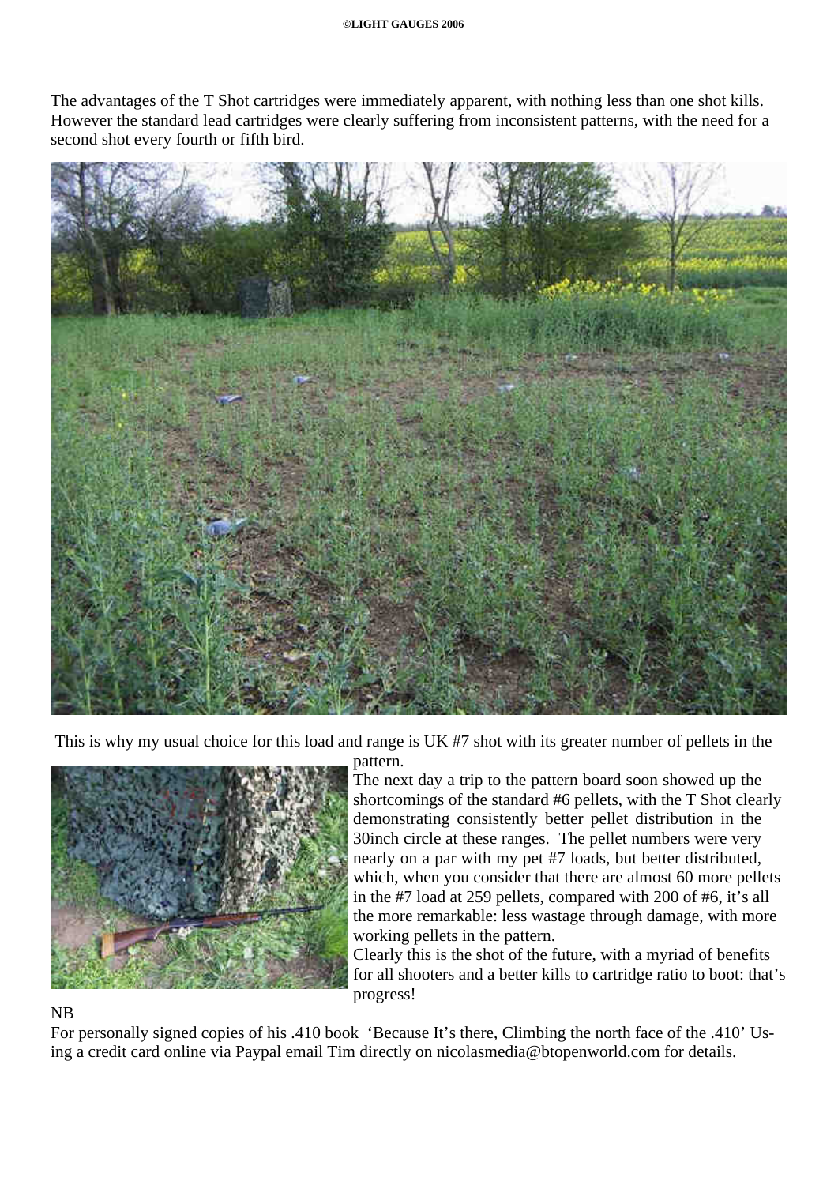The advantages of the T Shot cartridges were immediately apparent, with nothing less than one shot kills. However the standard lead cartridges were clearly suffering from inconsistent patterns, with the need for a second shot every fourth or fifth bird.

This is why my usual choice for this load and range is UK #7 shot with its greater number of pellets in the pattern.

The next day a trip to the pattern board soon showed up the shortcomings of the standard #6 pellets, with the T Shot clearly demonstrating consistently better pellet distribution in the 30inch circle at these ranges. The pellet numbers were very nearly on a par with my pet #7 loads, but better distributed, which, when you consider that there are almost 60 more pellets in the #7 load at 259 pellets, compared with 200 of #6, it's all the more remarkable: less wastage through damage, with more working pellets in the pattern.

Clearly this is the shot of the future, with a myriad of benefits for all shooters and a better kills to cartridge ratio to boot: that's progress!

NB

For personally signed copies of his .410 book 'Because It's there, Climbing the north face of the .410' Using a credit card online via Paypal email Tim directly on nicolasmedia@btopenworld.com for details.